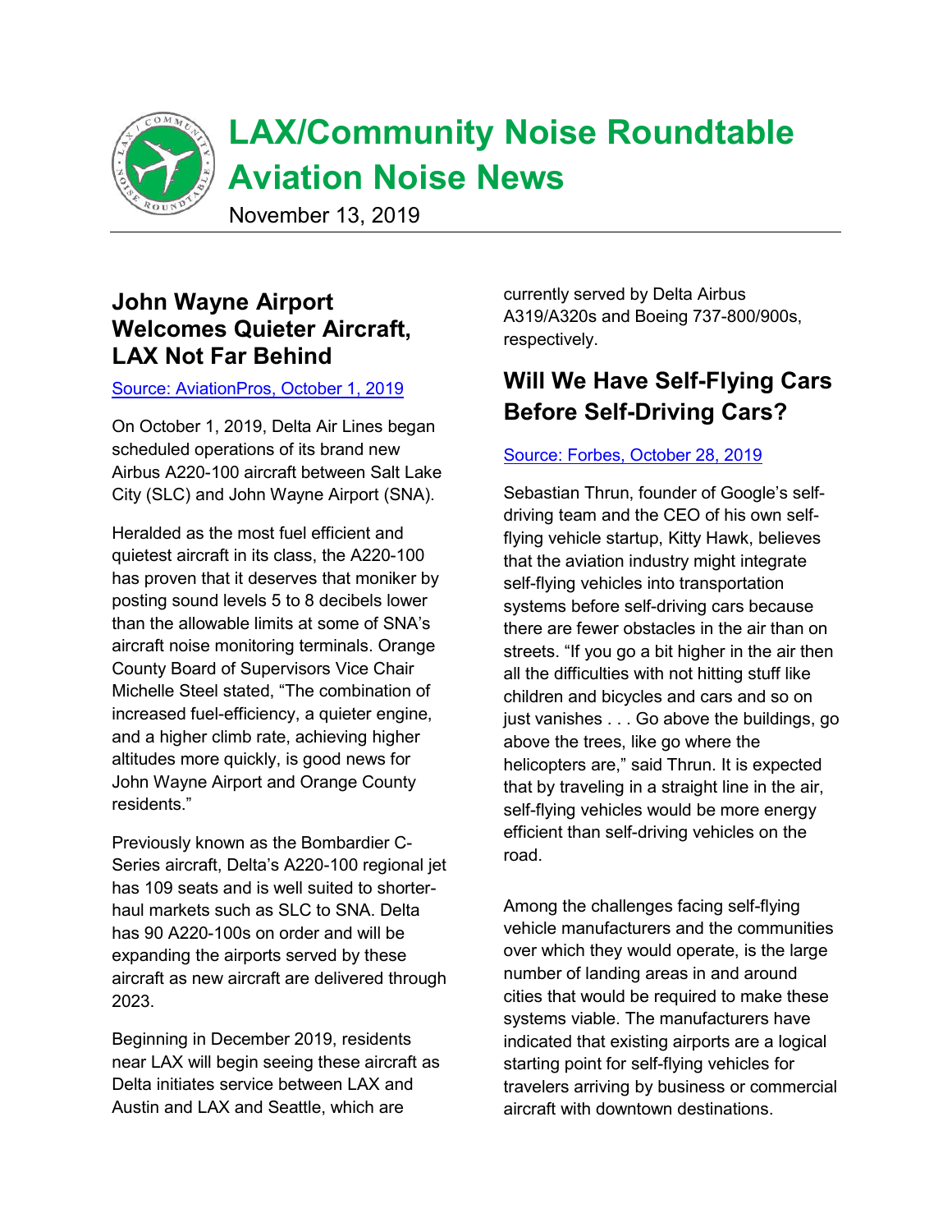# LAX/Community Noise Roundtable Aviation Noise News

November 13, 2019

## John Wayne Airport Welcomes Quieter Aircraft, LAX Not Far Behind

[Source: AviationPros, October 1, 2019]

On October 1, 2019, Delta Air Lines began scheduled operations of its brand new Airbus A220-100 aircraft between Salt Lake City (SLC) and John Wayne Airport (SNA).

Heralded as the most fuel efficient and quietest aircraft in its class, the A220-100 has proven that it deserves that moniker by posting sound levels 5 to 8 decibels lower than the allowable limits at some of SNA's aircraft noise monitoring terminals. Orange County Board of Supervisors Vice Chair Michelle Steel stated, "The combination of increased fuel-efficiency, a quieter engine, and a higher climb rate, achieving higher altitudes more quickly, is good news for John Wayne Airport and Orange County residents."

Previously known as the Bombardier C-Series aircraft, Delta's A220-100 regional jet has 109 seats and is well suited to shorter-haul markets such as SLC to SNA. Delta has 90 A220-100s on order and will be expanding the airports served by these aircraft as new aircraft are delivered through 2023.

Beginning in December 2019, residents near LAX will begin seeing these aircraft as Delta initiates service between LAX and Austin and LAX and Seattle, which are currently served by Delta Airbus A319/A320s and Boeing 737-800/900s, respectively.

## Will We Have Self-Flying Cars Before Self-Driving Cars?

[Source: Forbes, October 28, 2019]

Sebastian Thrun, founder of Google's self-driving team and the CEO of his own self-flying vehicle startup, Kitty Hawk, believes that the aviation industry might integrate self-flying vehicles into transportation systems before self-driving cars because there are fewer obstacles in the air than on streets. "If you go a bit higher in the air then all the difficulties with not hitting stuff like children and bicycles and cars and so on just vanishes . . . Go above the buildings, go above the trees, like go where the helicopters are," said Thrun. It is expected that by traveling in a straight line in the air, self-flying vehicles would be more energy efficient than self-driving vehicles on the road.

Among the challenges facing self-flying vehicle manufacturers and the communities over which they would operate, is the large number of landing areas in and around cities that would be required to make these systems viable. The manufacturers have indicated that existing airports are a logical starting point for self-flying vehicles for travelers arriving by business or commercial aircraft with downtown destinations.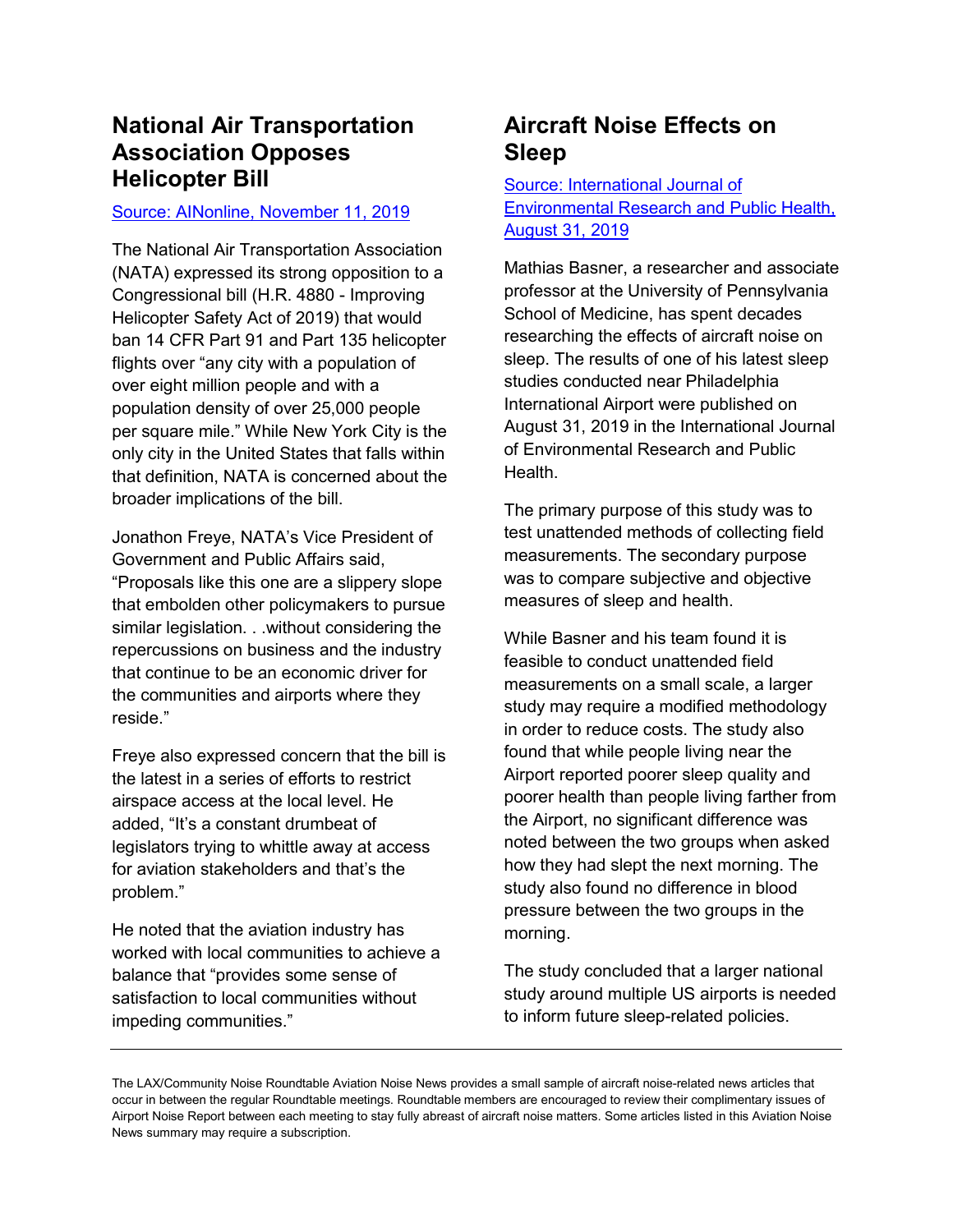## National Air Transportation Association Opposes Helicopter Bill

[Source: AINonline, November 11, 2019]

The National Air Transportation Association (NATA) expressed its strong opposition to a Congressional bill (H.R. 4880 - Improving Helicopter Safety Act of 2019) that would ban 14 CFR Part 91 and Part 135 helicopter flights over "any city with a population of over eight million people and with a population density of over 25,000 people per square mile." While New York City is the only city in the United States that falls within that definition, NATA is concerned about the broader implications of the bill.

Jonathon Freye, NATA's Vice President of Government and Public Affairs said, "Proposals like this one are a slippery slope that embolden other policymakers to pursue similar legislation. . .without considering the repercussions on business and the industry that continue to be an economic driver for the communities and airports where they reside."

Freye also expressed concern that the bill is the latest in a series of efforts to restrict airspace access at the local level. He added, "It's a constant drumbeat of legislators trying to whittle away at access for aviation stakeholders and that's the problem."

He noted that the aviation industry has worked with local communities to achieve a balance that "provides some sense of satisfaction to local communities without impeding communities."

## Aircraft Noise Effects on Sleep

[Source: International Journal of Environmental Research and Public Health, August 31, 2019]

Mathias Basner, a researcher and associate professor at the University of Pennsylvania School of Medicine, has spent decades researching the effects of aircraft noise on sleep. The results of one of his latest sleep studies conducted near Philadelphia International Airport were published on August 31, 2019 in the International Journal of Environmental Research and Public Health.

The primary purpose of this study was to test unattended methods of collecting field measurements. The secondary purpose was to compare subjective and objective measures of sleep and health.

While Basner and his team found it is feasible to conduct unattended field measurements on a small scale, a larger study may require a modified methodology in order to reduce costs. The study also found that while people living near the Airport reported poorer sleep quality and poorer health than people living farther from the Airport, no significant difference was noted between the two groups when asked how they had slept the next morning. The study also found no difference in blood pressure between the two groups in the morning.

The study concluded that a larger national study around multiple US airports is needed to inform future sleep-related policies.

---

The LAX/Community Noise Roundtable Aviation Noise News provides a small sample of aircraft noise-related news articles that occur in between the regular Roundtable meetings. Roundtable members are encouraged to review their complimentary issues of Airport Noise Report between each meeting to stay fully abreast of aircraft noise matters. Some articles listed in this Aviation Noise News summary may require a subscription.